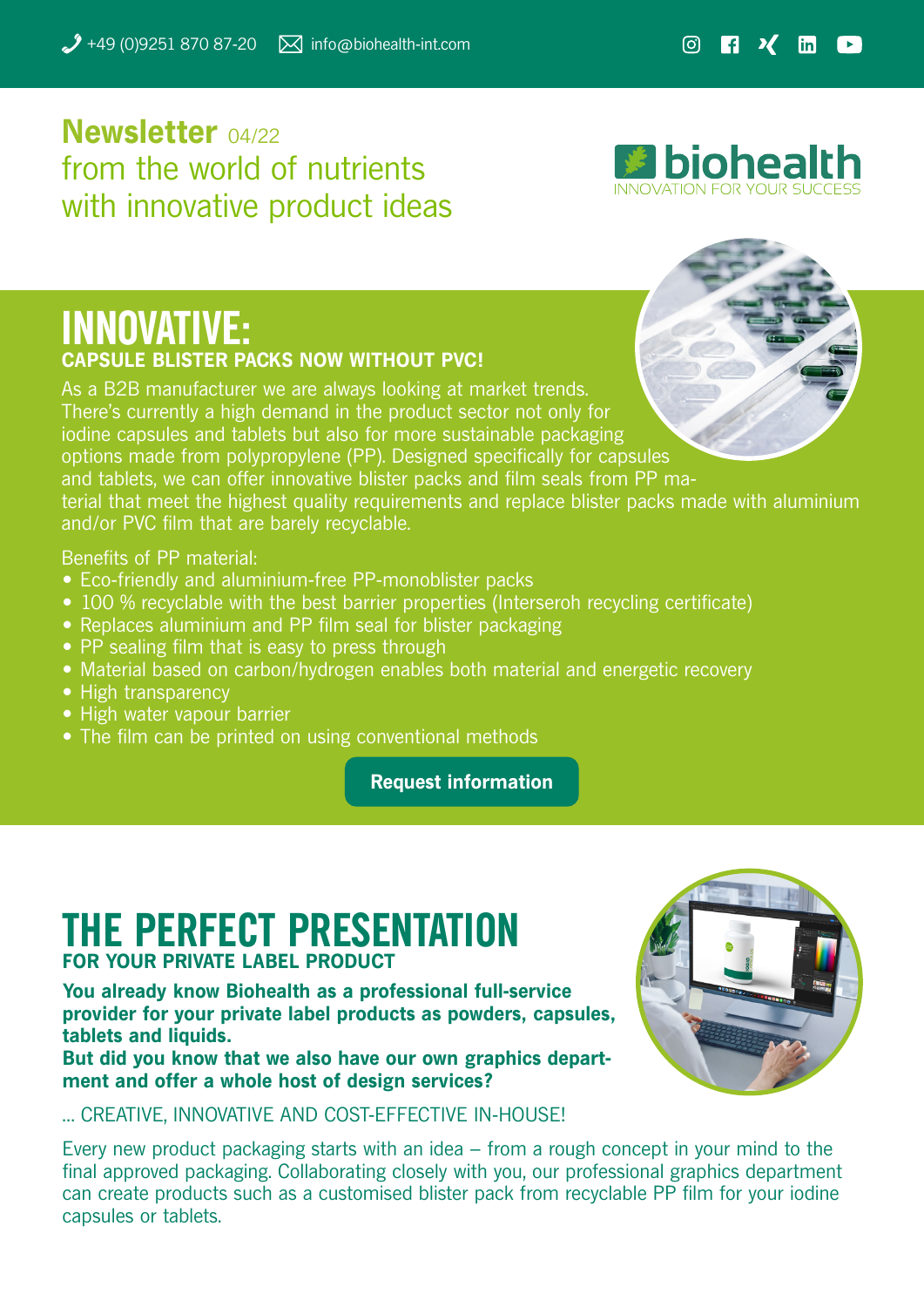+49 (0)9251 870 87-20 info@biohealth-int.com

# Newsletter 04/22
from the world of nutrients
with innovative product ideas

biohealth
INNOVATION FOR YOUR SUCCESS

# INNOVATIVE:
## CAPSULE BLISTER PACKS NOW WITHOUT PVC!

As a B2B manufacturer we are always looking at market trends. There's currently a high demand in the product sector not only for iodine capsules and tablets but also for more sustainable packaging options made from polypropylene (PP). Designed specifically for capsules and tablets, we can offer innovative blister packs and film seals from PP material that meet the highest quality requirements and replace blister packs made with aluminium and/or PVC film that are barely recyclable.

Benefits of PP material:

- Eco-friendly and aluminium-free PP-monoblister packs
- 100 % recyclable with the best barrier properties (Interseroh recycling certificate)
- Replaces aluminium and PP film seal for blister packaging
- PP sealing film that is easy to press through
- Material based on carbon/hydrogen enables both material and energetic recovery
- High transparency
- High water vapour barrier
- The film can be printed on using conventional methods

**Request information**

# THE PERFECT PRESENTATION
## FOR YOUR PRIVATE LABEL PRODUCT

**You already know Biohealth as a professional full-service provider for your private label products as powders, capsules, tablets and liquids.**
**But did you know that we also have our own graphics department and offer a whole host of design services?**

... CREATIVE, INNOVATIVE AND COST-EFFECTIVE IN-HOUSE!

Every new product packaging starts with an idea – from a rough concept in your mind to the final approved packaging. Collaborating closely with you, our professional graphics department can create products such as a customised blister pack from recyclable PP film for your iodine capsules or tablets.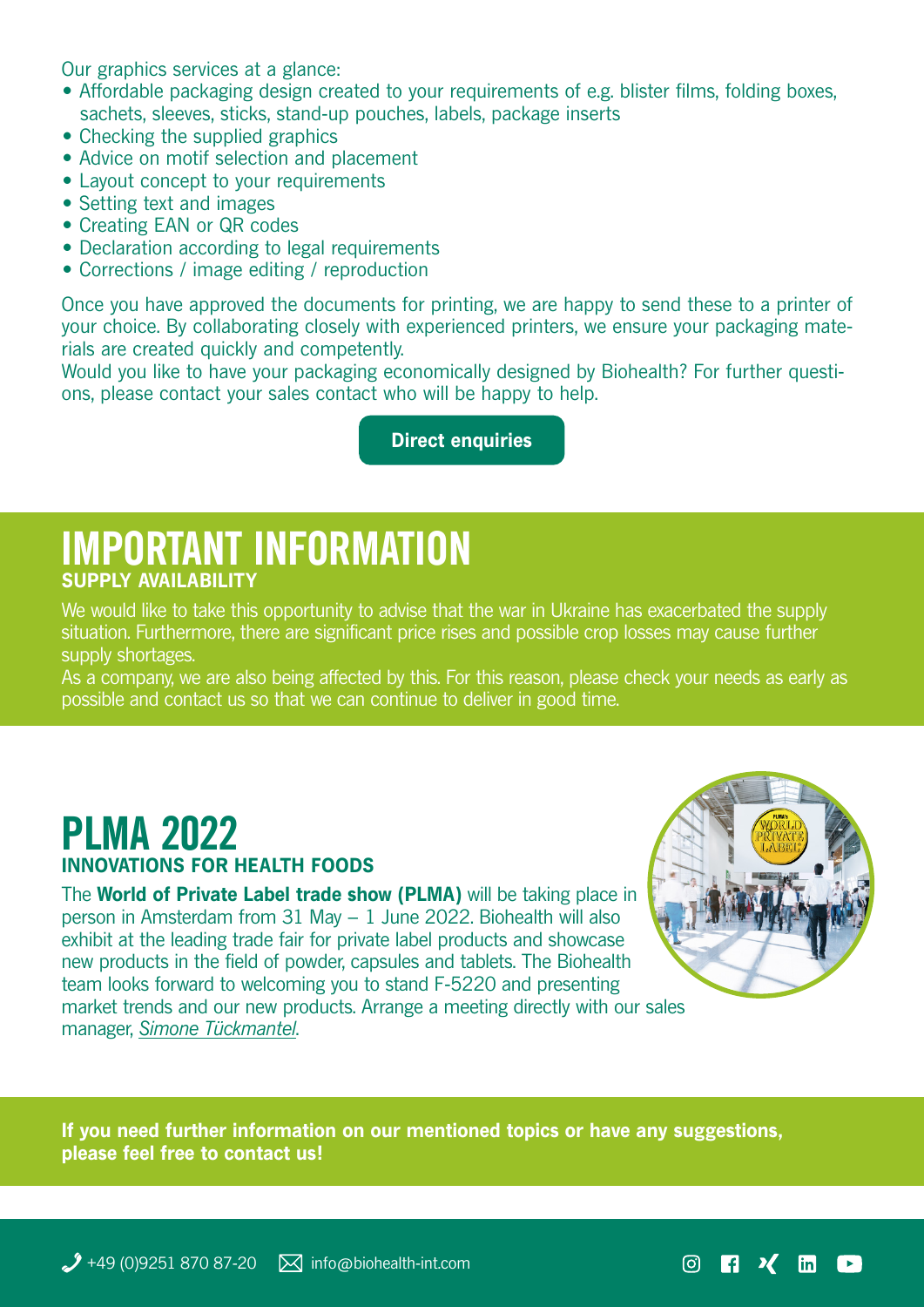Our graphics services at a glance:

- Affordable packaging design created to your requirements of e.g. blister films, folding boxes, sachets, sleeves, sticks, stand-up pouches, labels, package inserts
- Checking the supplied graphics
- Advice on motif selection and placement
- Layout concept to your requirements
- Setting text and images
- Creating EAN or QR codes
- Declaration according to legal requirements
- Corrections / image editing / reproduction

Once you have approved the documents for printing, we are happy to send these to a printer of your choice. By collaborating closely with experienced printers, we ensure your packaging materials are created quickly and competently.
Would you like to have your packaging economically designed by Biohealth? For further questions, please contact your sales contact who will be happy to help.

**Direct enquiries**

# IMPORTANT INFORMATION

### SUPPLY AVAILABILITY

We would like to take this opportunity to advise that the war in Ukraine has exacerbated the supply situation. Furthermore, there are significant price rises and possible crop losses may cause further supply shortages.
As a company, we are also being affected by this. For this reason, please check your needs as early as possible and contact us so that we can continue to deliver in good time.

# PLMA 2022

### INNOVATIONS FOR HEALTH FOODS

The **World of Private Label trade show (PLMA)** will be taking place in person in Amsterdam from 31 May – 1 June 2022. Biohealth will also exhibit at the leading trade fair for private label products and showcase new products in the field of powder, capsules and tablets. The Biohealth team looks forward to welcoming you to stand F-5220 and presenting market trends and our new products. Arrange a meeting directly with our sales manager, *Simone Tückmantel*.

**If you need further information on our mentioned topics or have any suggestions, please feel free to contact us!**

+49 (0)9251 870 87-20 info@biohealth-int.com